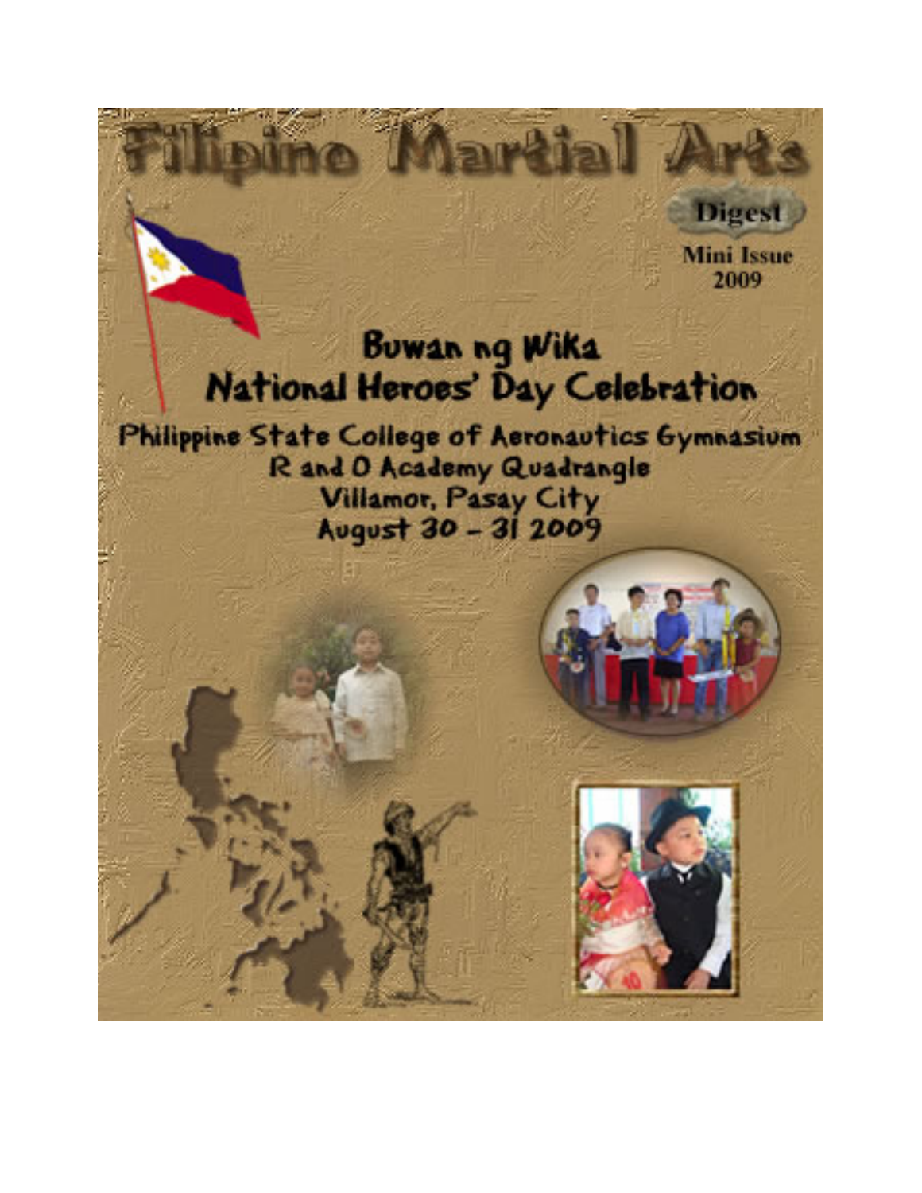# Filipino Martial Arts

Digest

Mini Issue
2009

## Buwan ng Wika
## National Heroes' Day Celebration

Philippine State College of Aeronautics Gymnasium
R and O Academy Quadrangle
Villamor, Pasay City
August 30 - 31 2009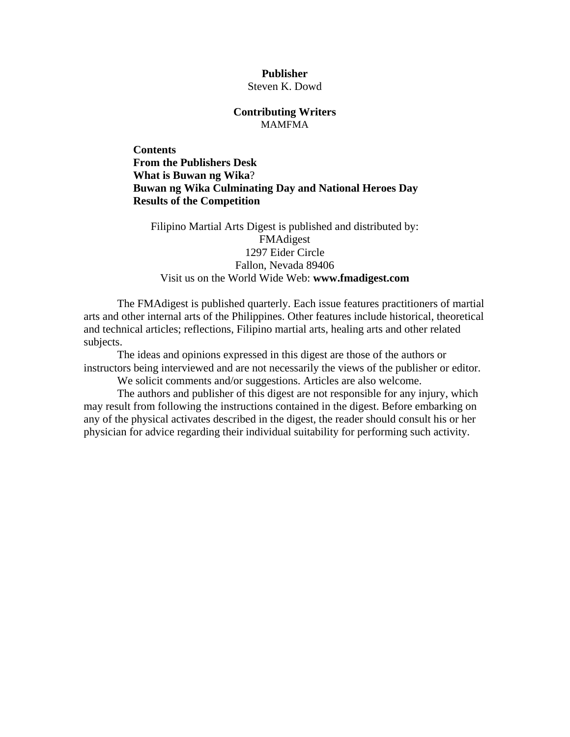**Publisher**
Steven K. Dowd

**Contributing Writers**
MAMFMA

**Contents**
**From the Publishers Desk**
**What is Buwan ng Wika?**
**Buwan ng Wika Culminating Day and National Heroes Day**
**Results of the Competition**

Filipino Martial Arts Digest is published and distributed by:
FMAdigest
1297 Eider Circle
Fallon, Nevada 89406
Visit us on the World Wide Web: **www.fmadigest.com**

The FMAdigest is published quarterly. Each issue features practitioners of martial arts and other internal arts of the Philippines. Other features include historical, theoretical and technical articles; reflections, Filipino martial arts, healing arts and other related subjects.

The ideas and opinions expressed in this digest are those of the authors or instructors being interviewed and are not necessarily the views of the publisher or editor.

We solicit comments and/or suggestions. Articles are also welcome.

The authors and publisher of this digest are not responsible for any injury, which may result from following the instructions contained in the digest. Before embarking on any of the physical activates described in the digest, the reader should consult his or her physician for advice regarding their individual suitability for performing such activity.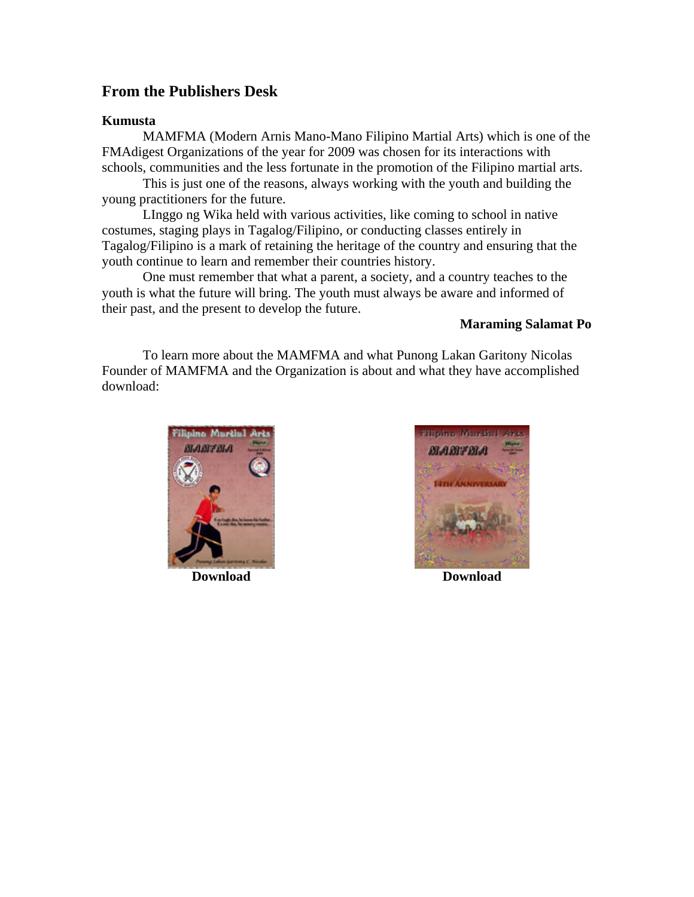## From the Publishers Desk

**Kumusta**

MAMFMA (Modern Arnis Mano-Mano Filipino Martial Arts) which is one of the FMAdigest Organizations of the year for 2009 was chosen for its interactions with schools, communities and the less fortunate in the promotion of the Filipino martial arts.

This is just one of the reasons, always working with the youth and building the young practitioners for the future.

LInggo ng Wika held with various activities, like coming to school in native costumes, staging plays in Tagalog/Filipino, or conducting classes entirely in Tagalog/Filipino is a mark of retaining the heritage of the country and ensuring that the youth continue to learn and remember their countries history.

One must remember that what a parent, a society, and a country teaches to the youth is what the future will bring. The youth must always be aware and informed of their past, and the present to develop the future.

**Maraming Salamat Po**

To learn more about the MAMFMA and what Punong Lakan Garitony Nicolas Founder of MAMFMA and the Organization is about and what they have accomplished download:

**Download** **Download**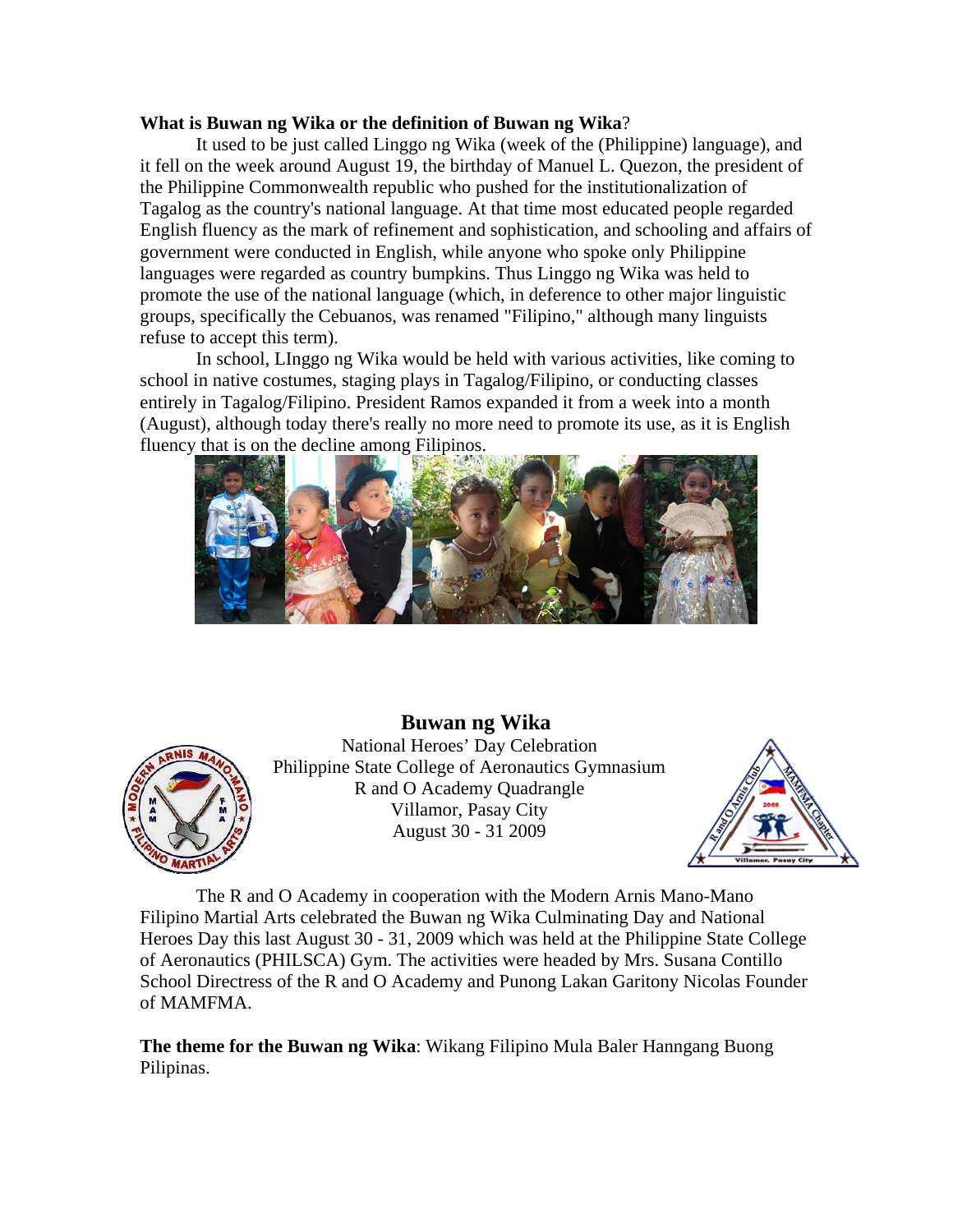**What is Buwan ng Wika or the definition of Buwan ng Wika**?

It used to be just called Linggo ng Wika (week of the (Philippine) language), and it fell on the week around August 19, the birthday of Manuel L. Quezon, the president of the Philippine Commonwealth republic who pushed for the institutionalization of Tagalog as the country's national language. At that time most educated people regarded English fluency as the mark of refinement and sophistication, and schooling and affairs of government were conducted in English, while anyone who spoke only Philippine languages were regarded as country bumpkins. Thus Linggo ng Wika was held to promote the use of the national language (which, in deference to other major linguistic groups, specifically the Cebuanos, was renamed "Filipino," although many linguists refuse to accept this term).

In school, LInggo ng Wika would be held with various activities, like coming to school in native costumes, staging plays in Tagalog/Filipino, or conducting classes entirely in Tagalog/Filipino. President Ramos expanded it from a week into a month (August), although today there's really no more need to promote its use, as it is English fluency that is on the decline among Filipinos.

## Buwan ng Wika

National Heroes' Day Celebration
Philippine State College of Aeronautics Gymnasium
R and O Academy Quadrangle
Villamor, Pasay City
August 30 - 31 2009

The R and O Academy in cooperation with the Modern Arnis Mano-Mano Filipino Martial Arts celebrated the Buwan ng Wika Culminating Day and National Heroes Day this last August 30 - 31, 2009 which was held at the Philippine State College of Aeronautics (PHILSCA) Gym. The activities were headed by Mrs. Susana Contillo School Directress of the R and O Academy and Punong Lakan Garitony Nicolas Founder of MAMFMA.

**The theme for the Buwan ng Wika**: Wikang Filipino Mula Baler Hanngang Buong Pilipinas.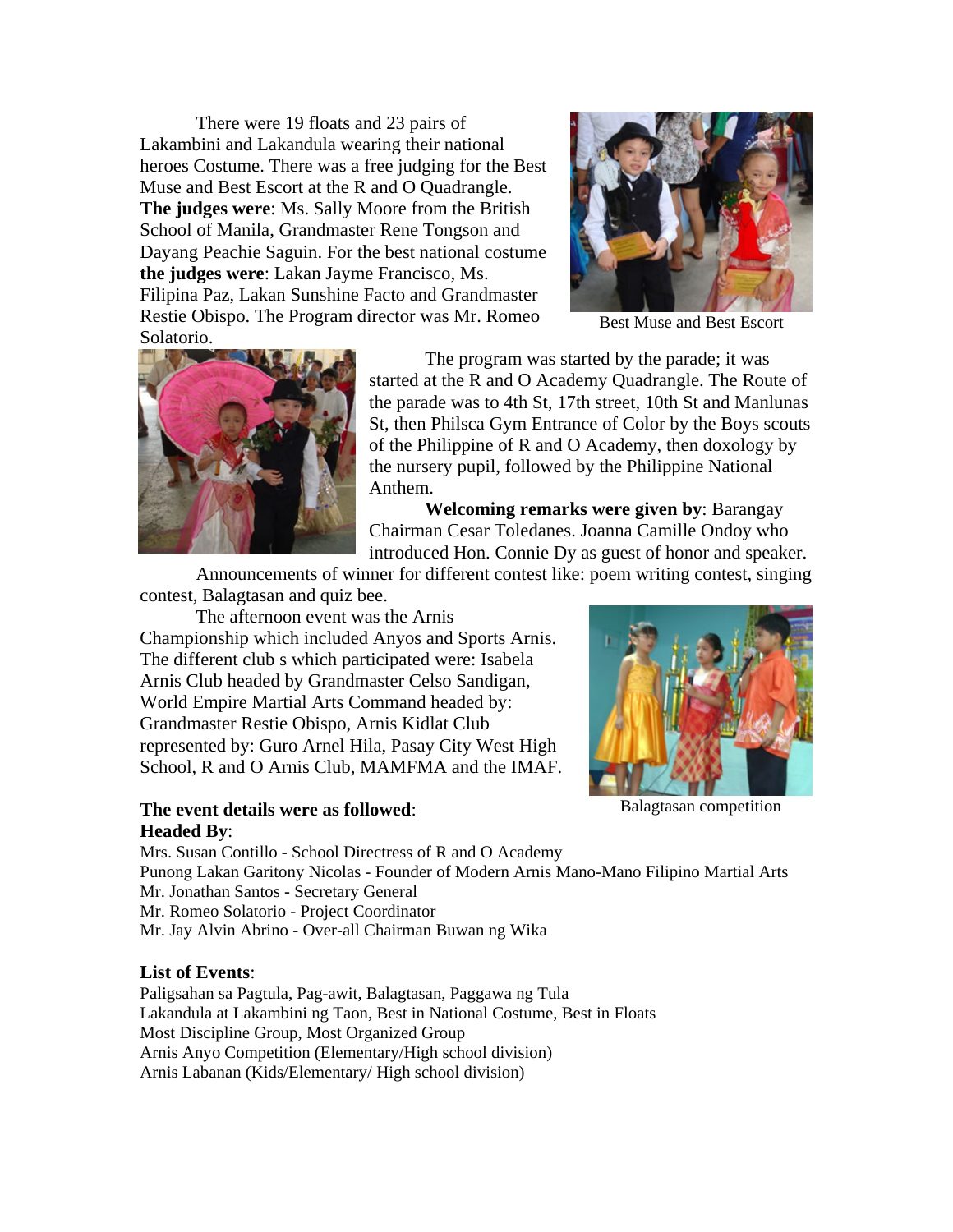There were 19 floats and 23 pairs of Lakambini and Lakandula wearing their national heroes Costume. There was a free judging for the Best Muse and Best Escort at the R and O Quadrangle. **The judges were**: Ms. Sally Moore from the British School of Manila, Grandmaster Rene Tongson and Dayang Peachie Saguin. For the best national costume **the judges were**: Lakan Jayme Francisco, Ms. Filipina Paz, Lakan Sunshine Facto and Grandmaster Restie Obispo. The Program director was Mr. Romeo Solatorio.

Best Muse and Best Escort

The program was started by the parade; it was started at the R and O Academy Quadrangle. The Route of the parade was to 4th St, 17th street, 10th St and Manlunas St, then Philsca Gym Entrance of Color by the Boys scouts of the Philippine of R and O Academy, then doxology by the nursery pupil, followed by the Philippine National Anthem.

**Welcoming remarks were given by**: Barangay Chairman Cesar Toledanes. Joanna Camille Ondoy who introduced Hon. Connie Dy as guest of honor and speaker.

Announcements of winner for different contest like: poem writing contest, singing contest, Balagtasan and quiz bee.

The afternoon event was the Arnis Championship which included Anyos and Sports Arnis. The different club s which participated were: Isabela Arnis Club headed by Grandmaster Celso Sandigan, World Empire Martial Arts Command headed by: Grandmaster Restie Obispo, Arnis Kidlat Club represented by: Guro Arnel Hila, Pasay City West High School, R and O Arnis Club, MAMFMA and the IMAF.

Balagtasan competition

**The event details were as followed**:
**Headed By**:
Mrs. Susan Contillo - School Directress of R and O Academy
Punong Lakan Garitony Nicolas - Founder of Modern Arnis Mano-Mano Filipino Martial Arts
Mr. Jonathan Santos - Secretary General
Mr. Romeo Solatorio - Project Coordinator
Mr. Jay Alvin Abrino - Over-all Chairman Buwan ng Wika

**List of Events**:
Paligsahan sa Pagtula, Pag-awit, Balagtasan, Paggawa ng Tula
Lakandula at Lakambini ng Taon, Best in National Costume, Best in Floats
Most Discipline Group, Most Organized Group
Arnis Anyo Competition (Elementary/High school division)
Arnis Labanan (Kids/Elementary/ High school division)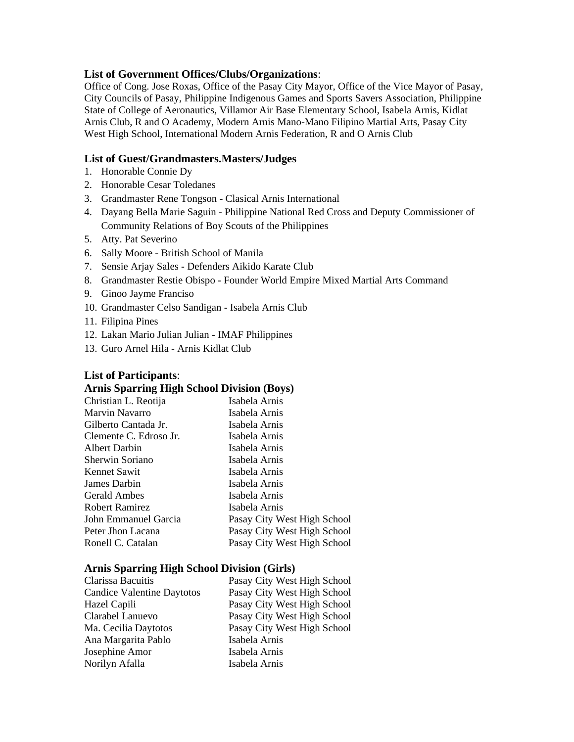**List of Government Offices/Clubs/Organizations**:
Office of Cong. Jose Roxas, Office of the Pasay City Mayor, Office of the Vice Mayor of Pasay, City Councils of Pasay, Philippine Indigenous Games and Sports Savers Association, Philippine State of College of Aeronautics, Villamor Air Base Elementary School, Isabela Arnis, Kidlat Arnis Club, R and O Academy, Modern Arnis Mano-Mano Filipino Martial Arts, Pasay City West High School, International Modern Arnis Federation, R and O Arnis Club

**List of Guest/Grandmasters.Masters/Judges**

1. Honorable Connie Dy
2. Honorable Cesar Toledanes
3. Grandmaster Rene Tongson - Clasical Arnis International
4. Dayang Bella Marie Saguin - Philippine National Red Cross and Deputy Commissioner of Community Relations of Boy Scouts of the Philippines
5. Atty. Pat Severino
6. Sally Moore - British School of Manila
7. Sensie Arjay Sales - Defenders Aikido Karate Club
8. Grandmaster Restie Obispo - Founder World Empire Mixed Martial Arts Command
9. Ginoo Jayme Franciso
10. Grandmaster Celso Sandigan - Isabela Arnis Club
11. Filipina Pines
12. Lakan Mario Julian Julian - IMAF Philippines
13. Guro Arnel Hila - Arnis Kidlat Club

**List of Participants**:

**Arnis Sparring High School Division (Boys)**

| | |
|---|---|
| Christian L. Reotija | Isabela Arnis |
| Marvin Navarro | Isabela Arnis |
| Gilberto Cantada Jr. | Isabela Arnis |
| Clemente C. Edroso Jr. | Isabela Arnis |
| Albert Darbin | Isabela Arnis |
| Sherwin Soriano | Isabela Arnis |
| Kennet Sawit | Isabela Arnis |
| James Darbin | Isabela Arnis |
| Gerald Ambes | Isabela Arnis |
| Robert Ramirez | Isabela Arnis |
| John Emmanuel Garcia | Pasay City West High School |
| Peter Jhon Lacana | Pasay City West High School |
| Ronell C. Catalan | Pasay City West High School |

**Arnis Sparring High School Division (Girls)**

| | |
|---|---|
| Clarissa Bacuitis | Pasay City West High School |
| Candice Valentine Daytotos | Pasay City West High School |
| Hazel Capili | Pasay City West High School |
| Clarabel Lanuevo | Pasay City West High School |
| Ma. Cecilia Daytotos | Pasay City West High School |
| Ana Margarita Pablo | Isabela Arnis |
| Josephine Amor | Isabela Arnis |
| Norilyn Afalla | Isabela Arnis |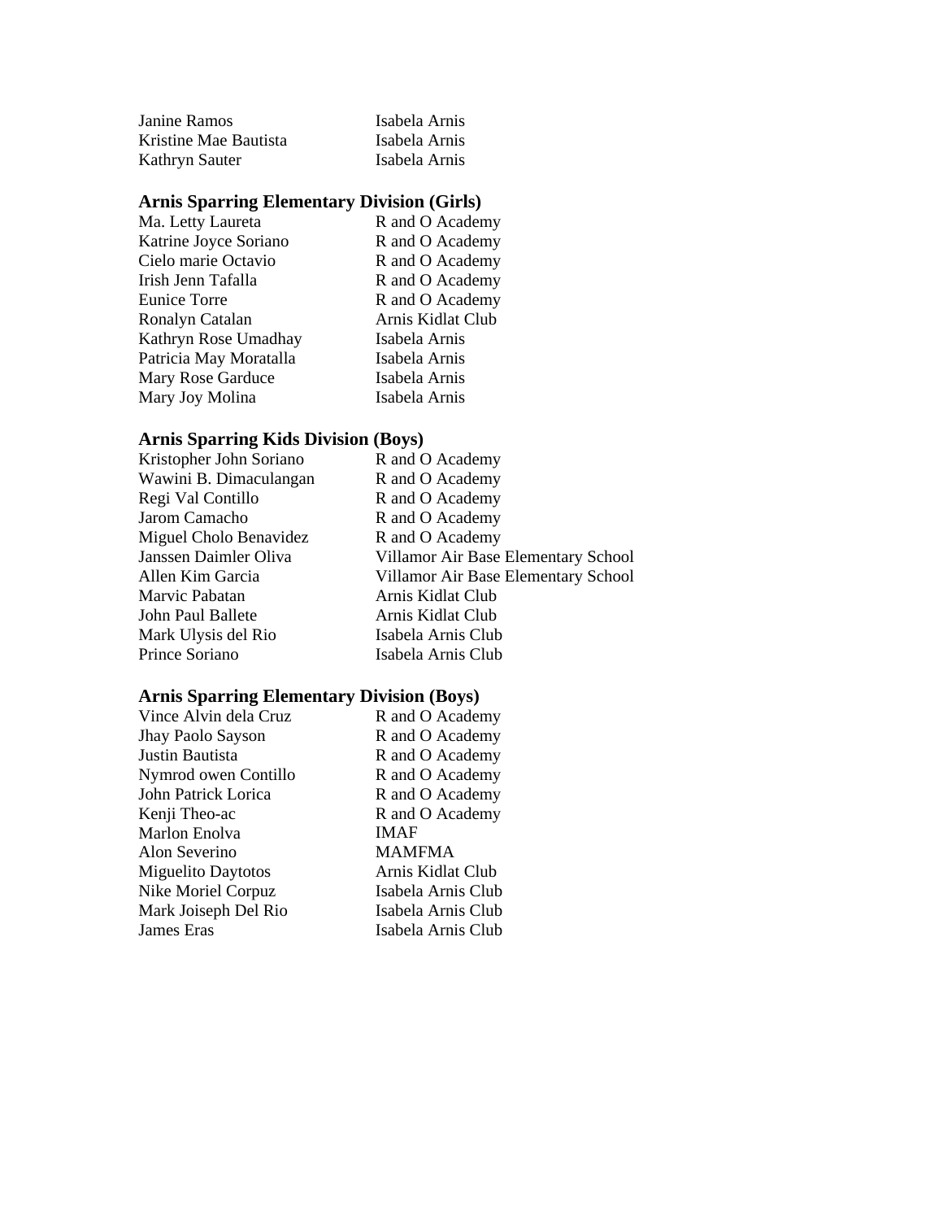| | |
|---|---|
| Janine Ramos | Isabela Arnis |
| Kristine Mae Bautista | Isabela Arnis |
| Kathryn Sauter | Isabela Arnis |

### Arnis Sparring Elementary Division (Girls)

| | |
|---|---|
| Ma. Letty Laureta | R and O Academy |
| Katrine Joyce Soriano | R and O Academy |
| Cielo marie Octavio | R and O Academy |
| Irish Jenn Tafalla | R and O Academy |
| Eunice Torre | R and O Academy |
| Ronalyn Catalan | Arnis Kidlat Club |
| Kathryn Rose Umadhay | Isabela Arnis |
| Patricia May Moratalla | Isabela Arnis |
| Mary Rose Garduce | Isabela Arnis |
| Mary Joy Molina | Isabela Arnis |

### Arnis Sparring Kids Division (Boys)

| | |
|---|---|
| Kristopher John Soriano | R and O Academy |
| Wawini B. Dimaculangan | R and O Academy |
| Regi Val Contillo | R and O Academy |
| Jarom Camacho | R and O Academy |
| Miguel Cholo Benavidez | R and O Academy |
| Janssen Daimler Oliva | Villamor Air Base Elementary School |
| Allen Kim Garcia | Villamor Air Base Elementary School |
| Marvic Pabatan | Arnis Kidlat Club |
| John Paul Ballete | Arnis Kidlat Club |
| Mark Ulysis del Rio | Isabela Arnis Club |
| Prince Soriano | Isabela Arnis Club |

### Arnis Sparring Elementary Division (Boys)

| | |
|---|---|
| Vince Alvin dela Cruz | R and O Academy |
| Jhay Paolo Sayson | R and O Academy |
| Justin Bautista | R and O Academy |
| Nymrod owen Contillo | R and O Academy |
| John Patrick Lorica | R and O Academy |
| Kenji Theo-ac | R and O Academy |
| Marlon Enolva | IMAF |
| Alon Severino | MAMFMA |
| Miguelito Daytotos | Arnis Kidlat Club |
| Nike Moriel Corpuz | Isabela Arnis Club |
| Mark Joiseph Del Rio | Isabela Arnis Club |
| James Eras | Isabela Arnis Club |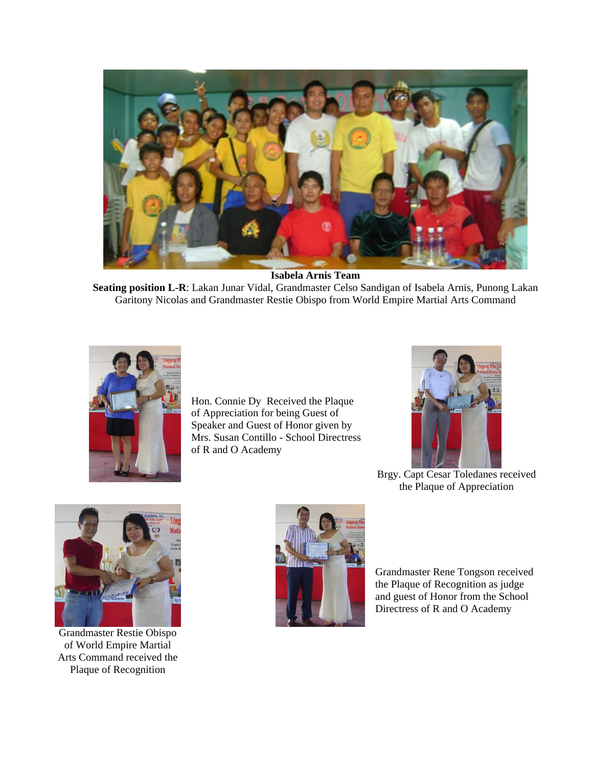**Isabela Arnis Team**

**Seating position L-R**: Lakan Junar Vidal, Grandmaster Celso Sandigan of Isabela Arnis, Punong Lakan Garitony Nicolas and Grandmaster Restie Obispo from World Empire Martial Arts Command

Hon. Connie Dy Received the Plaque of Appreciation for being Guest of Speaker and Guest of Honor given by Mrs. Susan Contillo - School Directress of R and O Academy

Brgy. Capt Cesar Toledanes received the Plaque of Appreciation

Grandmaster Restie Obispo of World Empire Martial Arts Command received the Plaque of Recognition

Grandmaster Rene Tongson received the Plaque of Recognition as judge and guest of Honor from the School Directress of R and O Academy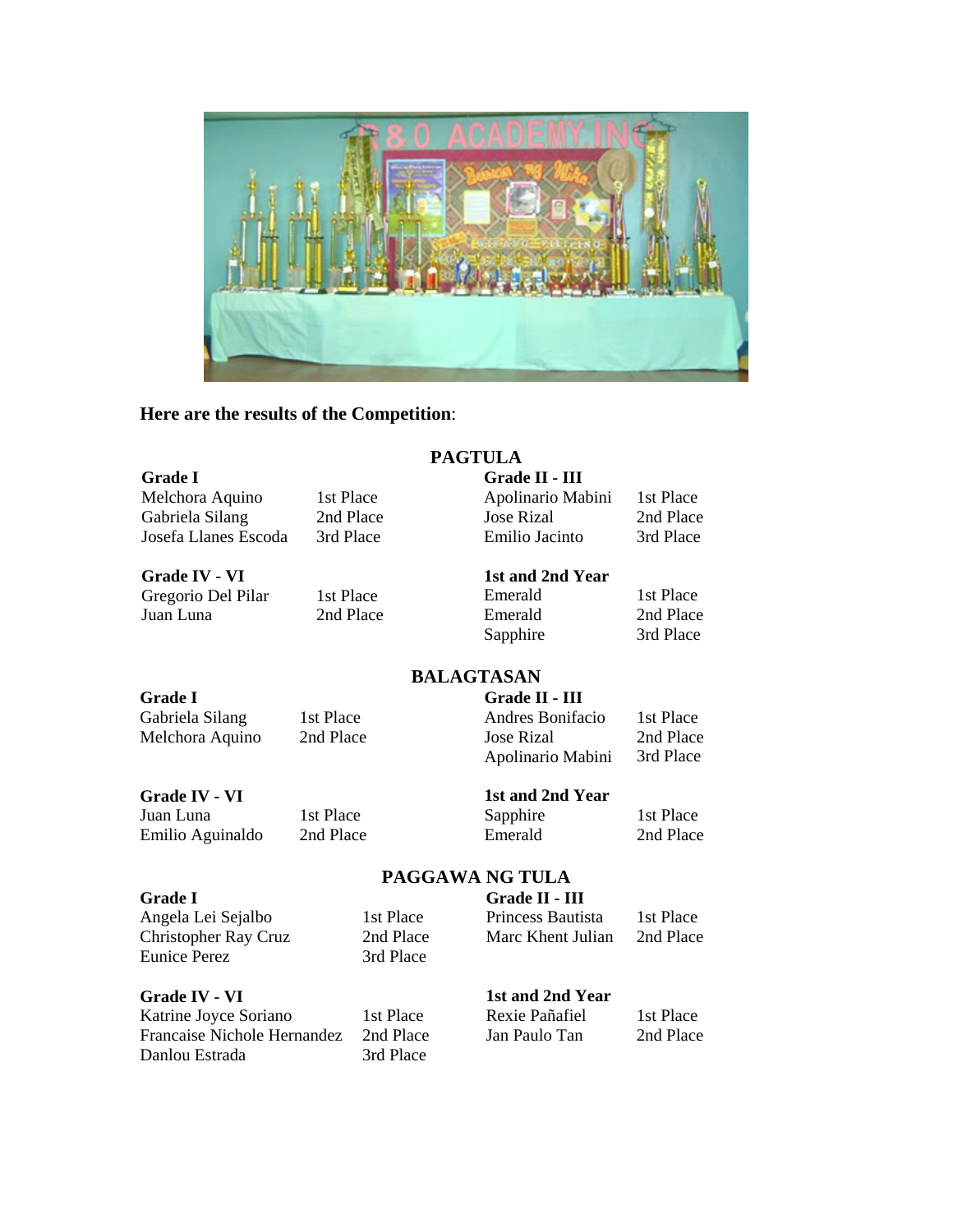**Here are the results of the Competition**:

## PAGTULA

**Grade I**

| Name | Place |
|---|---|
| Melchora Aquino | 1st Place |
| Gabriela Silang | 2nd Place |
| Josefa Llanes Escoda | 3rd Place |

**Grade II - III**

| Name | Place |
|---|---|
| Apolinario Mabini | 1st Place |
| Jose Rizal | 2nd Place |
| Emilio Jacinto | 3rd Place |

**Grade IV - VI**

| Name | Place |
|---|---|
| Gregorio Del Pilar | 1st Place |
| Juan Luna | 2nd Place |

**1st and 2nd Year**

| Name | Place |
|---|---|
| Emerald | 1st Place |
| Emerald | 2nd Place |
| Sapphire | 3rd Place |

## BALAGTASAN

**Grade I**

| Name | Place |
|---|---|
| Gabriela Silang | 1st Place |
| Melchora Aquino | 2nd Place |

**Grade II - III**

| Name | Place |
|---|---|
| Andres Bonifacio | 1st Place |
| Jose Rizal | 2nd Place |
| Apolinario Mabini | 3rd Place |

**Grade IV - VI**

| Name | Place |
|---|---|
| Juan Luna | 1st Place |
| Emilio Aguinaldo | 2nd Place |

**1st and 2nd Year**

| Name | Place |
|---|---|
| Sapphire | 1st Place |
| Emerald | 2nd Place |

## PAGGAWA NG TULA

**Grade I**

| Name | Place |
|---|---|
| Angela Lei Sejalbo | 1st Place |
| Christopher Ray Cruz | 2nd Place |
| Eunice Perez | 3rd Place |

**Grade II - III**

| Name | Place |
|---|---|
| Princess Bautista | 1st Place |
| Marc Khent Julian | 2nd Place |

**Grade IV - VI**

| Name | Place |
|---|---|
| Katrine Joyce Soriano | 1st Place |
| Francaise Nichole Hernandez | 2nd Place |
| Danlou Estrada | 3rd Place |

**1st and 2nd Year**

| Name | Place |
|---|---|
| Rexie Pañafiel | 1st Place |
| Jan Paulo Tan | 2nd Place |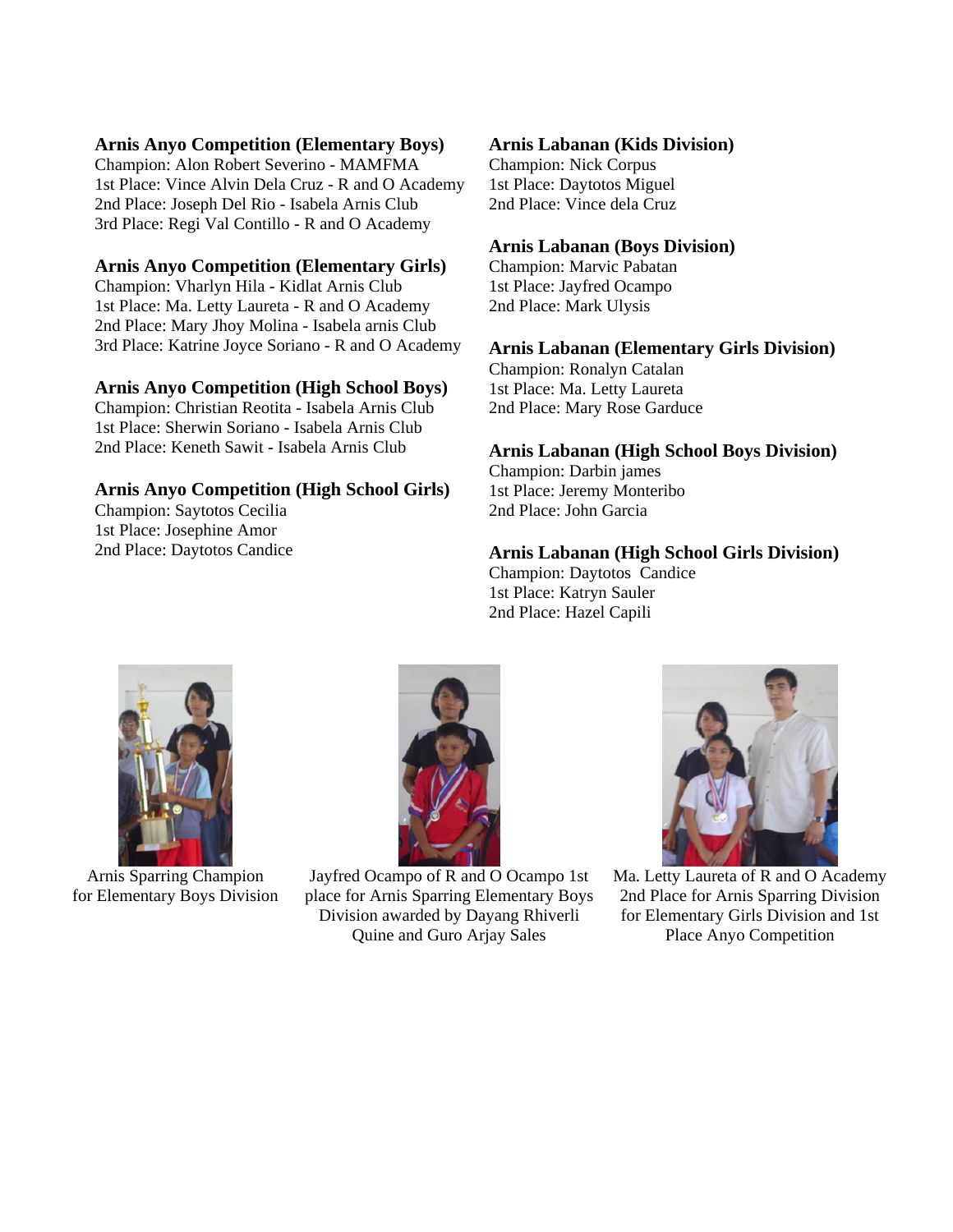**Arnis Anyo Competition (Elementary Boys)**
Champion: Alon Robert Severino - MAMFMA
1st Place: Vince Alvin Dela Cruz - R and O Academy
2nd Place: Joseph Del Rio - Isabela Arnis Club
3rd Place: Regi Val Contillo - R and O Academy

**Arnis Anyo Competition (Elementary Girls)**
Champion: Vharlyn Hila - Kidlat Arnis Club
1st Place: Ma. Letty Laureta - R and O Academy
2nd Place: Mary Jhoy Molina - Isabela arnis Club
3rd Place: Katrine Joyce Soriano - R and O Academy

**Arnis Anyo Competition (High School Boys)**
Champion: Christian Reotita - Isabela Arnis Club
1st Place: Sherwin Soriano - Isabela Arnis Club
2nd Place: Keneth Sawit - Isabela Arnis Club

**Arnis Anyo Competition (High School Girls)**
Champion: Saytotos Cecilia
1st Place: Josephine Amor
2nd Place: Daytotos Candice

**Arnis Labanan (Kids Division)**
Champion: Nick Corpus
1st Place: Daytotos Miguel
2nd Place: Vince dela Cruz

**Arnis Labanan (Boys Division)**
Champion: Marvic Pabatan
1st Place: Jayfred Ocampo
2nd Place: Mark Ulysis

**Arnis Labanan (Elementary Girls Division)**
Champion: Ronalyn Catalan
1st Place: Ma. Letty Laureta
2nd Place: Mary Rose Garduce

**Arnis Labanan (High School Boys Division)**
Champion: Darbin james
1st Place: Jeremy Monteribo
2nd Place: John Garcia

**Arnis Labanan (High School Girls Division)**
Champion: Daytotos Candice
1st Place: Katryn Sauler
2nd Place: Hazel Capili

Arnis Sparring Champion for Elementary Boys Division

Jayfred Ocampo of R and O Ocampo 1st place for Arnis Sparring Elementary Boys Division awarded by Dayang Rhiverli Quine and Guro Arjay Sales

Ma. Letty Laureta of R and O Academy 2nd Place for Arnis Sparring Division for Elementary Girls Division and 1st Place Anyo Competition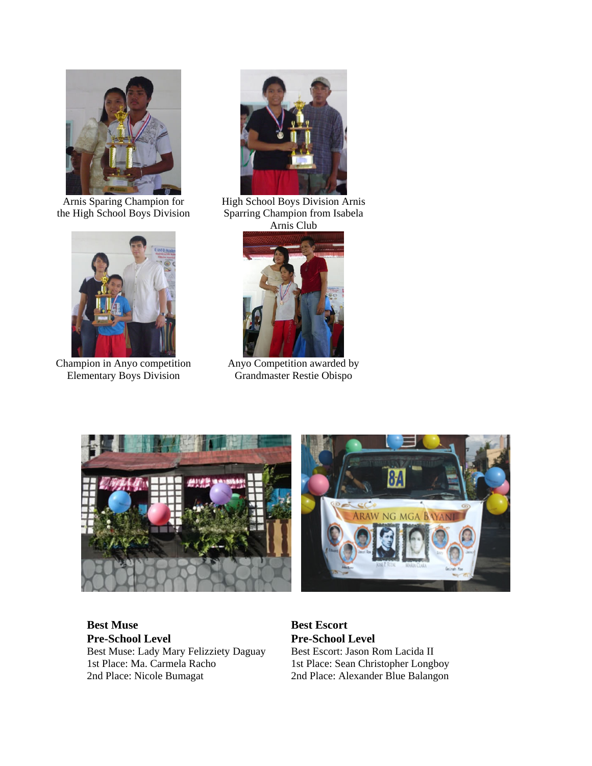Arnis Sparing Champion for the High School Boys Division

High School Boys Division Arnis Sparring Champion from Isabela Arnis Club

Champion in Anyo competition Elementary Boys Division

Anyo Competition awarded by Grandmaster Restie Obispo

**Best Muse**
**Pre-School Level**
Best Muse: Lady Mary Felizziety Daguay
1st Place: Ma. Carmela Racho
2nd Place: Nicole Bumagat

**Best Escort**
**Pre-School Level**
Best Escort: Jason Rom Lacida II
1st Place: Sean Christopher Longboy
2nd Place: Alexander Blue Balangon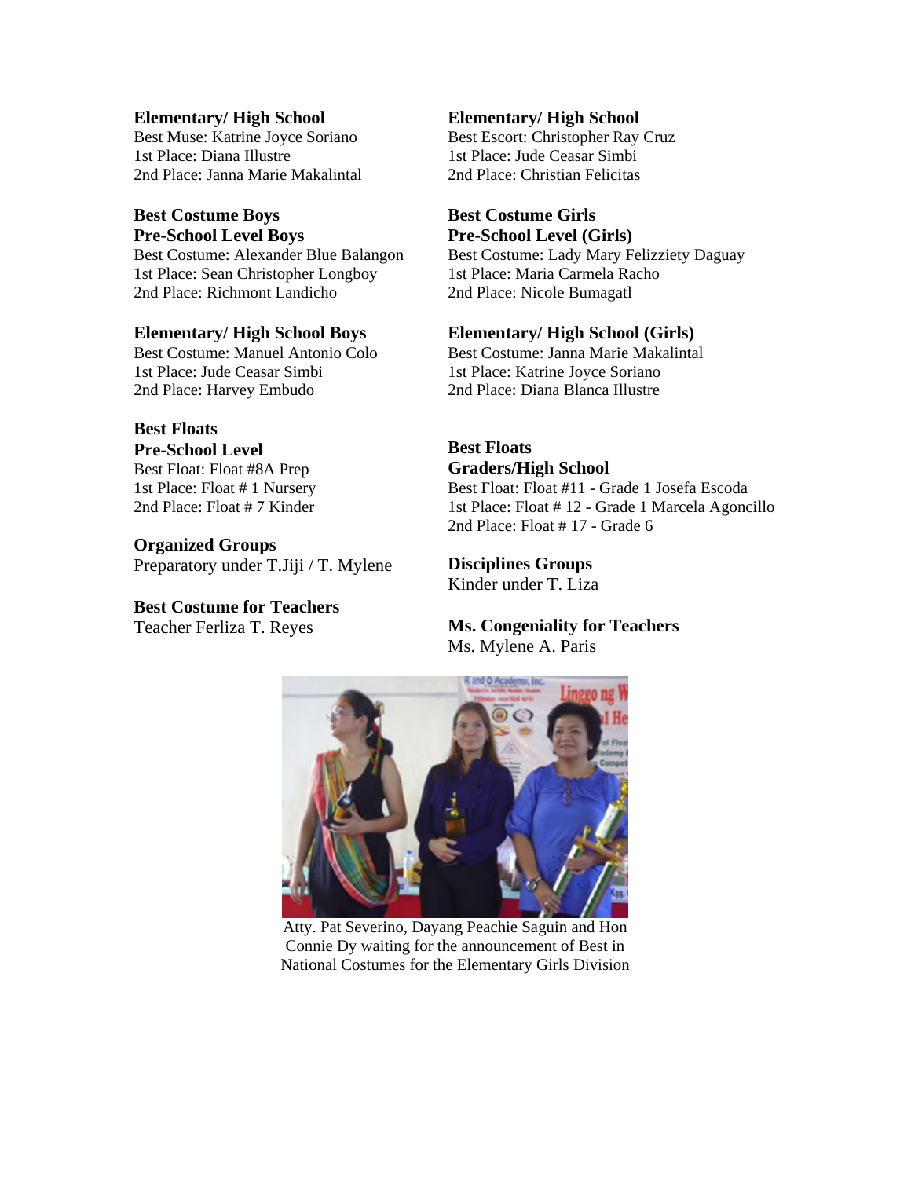**Elementary/ High School**
Best Muse: Katrine Joyce Soriano
1st Place: Diana Illustre
2nd Place: Janna Marie Makalintal

**Elementary/ High School**
Best Escort: Christopher Ray Cruz
1st Place: Jude Ceasar Simbi
2nd Place: Christian Felicitas

**Best Costume Boys**
**Pre-School Level Boys**
Best Costume: Alexander Blue Balangon
1st Place: Sean Christopher Longboy
2nd Place: Richmont Landicho

**Elementary/ High School Boys**
Best Costume: Manuel Antonio Colo
1st Place: Jude Ceasar Simbi
2nd Place: Harvey Embudo

**Best Costume Girls**
**Pre-School Level (Girls)**
Best Costume: Lady Mary Felizziety Daguay
1st Place: Maria Carmela Racho
2nd Place: Nicole Bumagatl

**Elementary/ High School (Girls)**
Best Costume: Janna Marie Makalintal
1st Place: Katrine Joyce Soriano
2nd Place: Diana Blanca Illustre

**Best Floats**
**Pre-School Level**
Best Float: Float #8A Prep
1st Place: Float # 1 Nursery
2nd Place: Float # 7 Kinder

**Best Floats**
**Graders/High School**
Best Float: Float #11 - Grade 1 Josefa Escoda
1st Place: Float # 12 - Grade 1 Marcela Agoncillo
2nd Place: Float # 17 - Grade 6

**Organized Groups**
Preparatory under T.Jiji / T. Mylene

**Disciplines Groups**
Kinder under T. Liza

**Best Costume for Teachers**
Teacher Ferliza T. Reyes

**Ms. Congeniality for Teachers**
Ms. Mylene A. Paris

Atty. Pat Severino, Dayang Peachie Saguin and Hon Connie Dy waiting for the announcement of Best in National Costumes for the Elementary Girls Division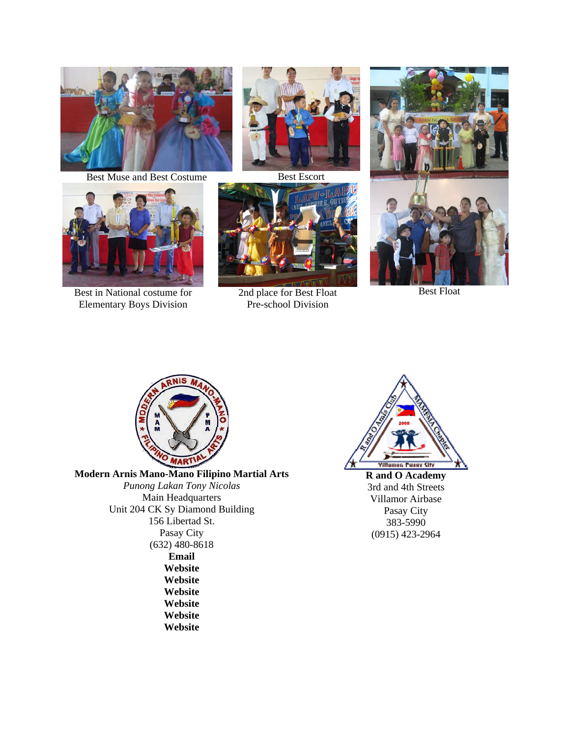Best Muse and Best Costume

Best Escort

Best in National costume for Elementary Boys Division

2nd place for Best Float Pre-school Division

Best Float

**Modern Arnis Mano-Mano Filipino Martial Arts**
*Punong Lakan Tony Nicolas*
Main Headquarters
Unit 204 CK Sy Diamond Building
156 Libertad St.
Pasay City
(632) 480-8618
**Email**
**Website**
**Website**
**Website**
**Website**
**Website**
**Website**

**R and O Academy**
3rd and 4th Streets
Villamor Airbase
Pasay City
383-5990
(0915) 423-2964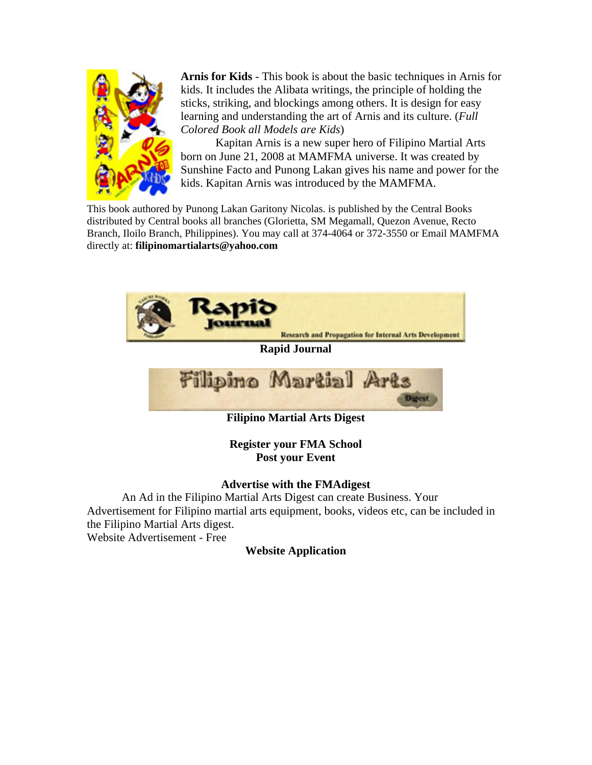**Arnis for Kids** - This book is about the basic techniques in Arnis for kids. It includes the Alibata writings, the principle of holding the sticks, striking, and blockings among others. It is design for easy learning and understanding the art of Arnis and its culture. (*Full Colored Book all Models are Kids*)

Kapitan Arnis is a new super hero of Filipino Martial Arts born on June 21, 2008 at MAMFMA universe. It was created by Sunshine Facto and Punong Lakan gives his name and power for the kids. Kapitan Arnis was introduced by the MAMFMA.

This book authored by Punong Lakan Garitony Nicolas. is published by the Central Books distributed by Central books all branches (Glorietta, SM Megamall, Quezon Avenue, Recto Branch, Iloilo Branch, Philippines). You may call at 374-4064 or 372-3550 or Email MAMFMA directly at: **filipinomartialarts@yahoo.com**

**Rapid Journal**

**Filipino Martial Arts Digest**

**Register your FMA School**
**Post your Event**

**Advertise with the FMAdigest**

An Ad in the Filipino Martial Arts Digest can create Business. Your Advertisement for Filipino martial arts equipment, books, videos etc, can be included in the Filipino Martial Arts digest.
Website Advertisement - Free

**Website Application**